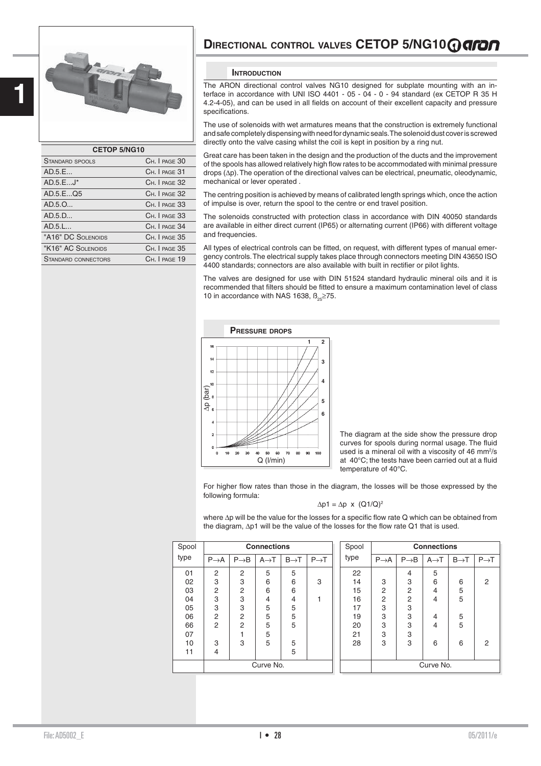| CETOP 5/NG10 | |
|---|---|
| STANDARD SPOOLS | CH. I PAGE 30 |
| AD.5.E... | CH. I PAGE 31 |
| AD.5.E...J* | CH. I PAGE 32 |
| AD.5.E...Q5 | CH. I PAGE 32 |
| AD.5.O... | CH. I PAGE 33 |
| AD.5.D... | CH. I PAGE 33 |
| AD.5.L... | CH. I PAGE 34 |
| "A16" DC SOLENOIDS | CH. I PAGE 35 |
| "K16" AC SOLENOIDS | CH. I PAGE 35 |
| STANDARD CONNECTORS | CH. I PAGE 19 |

# DIRECTIONAL CONTROL VALVES CETOP 5/NG10

## INTRODUCTION

The ARON directional control valves NG10 designed for subplate mounting with an interface in accordance with UNI ISO 4401 - 05 - 04 - 0 - 94 standard (ex CETOP R 35 H 4.2-4-05), and can be used in all fields on account of their excellent capacity and pressure specifications.

The use of solenoids with wet armatures means that the construction is extremely functional and safe completely dispensing with need for dynamic seals. The solenoid dust cover is screwed directly onto the valve casing whilst the coil is kept in position by a ring nut.

Great care has been taken in the design and the production of the ducts and the improvement of the spools has allowed relatively high flow rates to be accommodated with minimal pressure drops (Δp). The operation of the directional valves can be electrical, pneumatic, oleodynamic, mechanical or lever operated .

The centring position is achieved by means of calibrated length springs which, once the action of impulse is over, return the spool to the centre or end travel position.

The solenoids constructed with protection class in accordance with DIN 40050 standards are available in either direct current (IP65) or alternating current (IP66) with different voltage and frequencies.

All types of electrical controls can be fitted, on request, with different types of manual emergency controls. The electrical supply takes place through connectors meeting DIN 43650 ISO 4400 standards; connectors are also available with built in rectifier or pilot lights.

The valves are designed for use with DIN 51524 standard hydraulic mineral oils and it is recommended that filters should be fitted to ensure a maximum contamination level of class 10 in accordance with NAS 1638, $\beta_{25} \geq 75$.

## PRESSURE DROPS

The diagram at the side show the pressure drop curves for spools during normal usage. The fluid used is a mineral oil with a viscosity of 46 mm²/s at 40°C; the tests have been carried out at a fluid temperature of 40°C.

For higher flow rates than those in the diagram, the losses will be those expressed by the following formula:

$$\Delta p1 = \Delta p \times (Q1/Q)^2$$

where Δp will be the value for the losses for a specific flow rate Q which can be obtained from the diagram, Δp1 will be the value of the losses for the flow rate Q1 that is used.

| Spool type | Connections | | | | |
|---|---|---|---|---|---|
| | P→A | P→B | A→T | B→T | P→T |
| 01 | 2 | 2 | 5 | 5 | |
| 02 | 3 | 3 | 6 | 6 | 3 |
| 03 | 2 | 2 | 6 | 6 | |
| 04 | 3 | 3 | 4 | 4 | 1 |
| 05 | 3 | 3 | 5 | 5 | |
| 06 | 2 | 2 | 5 | 5 | |
| 66 | 2 | 2 | 5 | 5 | |
| 07 | | 1 | 5 | | |
| 10 | 3 | 3 | 5 | 5 | |
| 11 | 4 | | | 5 | |
| | Curve No. | | | | |

| Spool type | Connections | | | | |
|---|---|---|---|---|---|
| | P→A | P→B | A→T | B→T | P→T |
| 22 | | 4 | 5 | | |
| 14 | 3 | 3 | 6 | 6 | 2 |
| 15 | 2 | 2 | 4 | 5 | |
| 16 | 2 | 2 | 4 | 5 | |
| 17 | 3 | 3 | | | |
| 19 | 3 | 3 | 4 | 5 | |
| 20 | 3 | 3 | 4 | 5 | |
| 21 | 3 | 3 | | | |
| 28 | 3 | 3 | 6 | 6 | 2 |
| | Curve No. | | | | |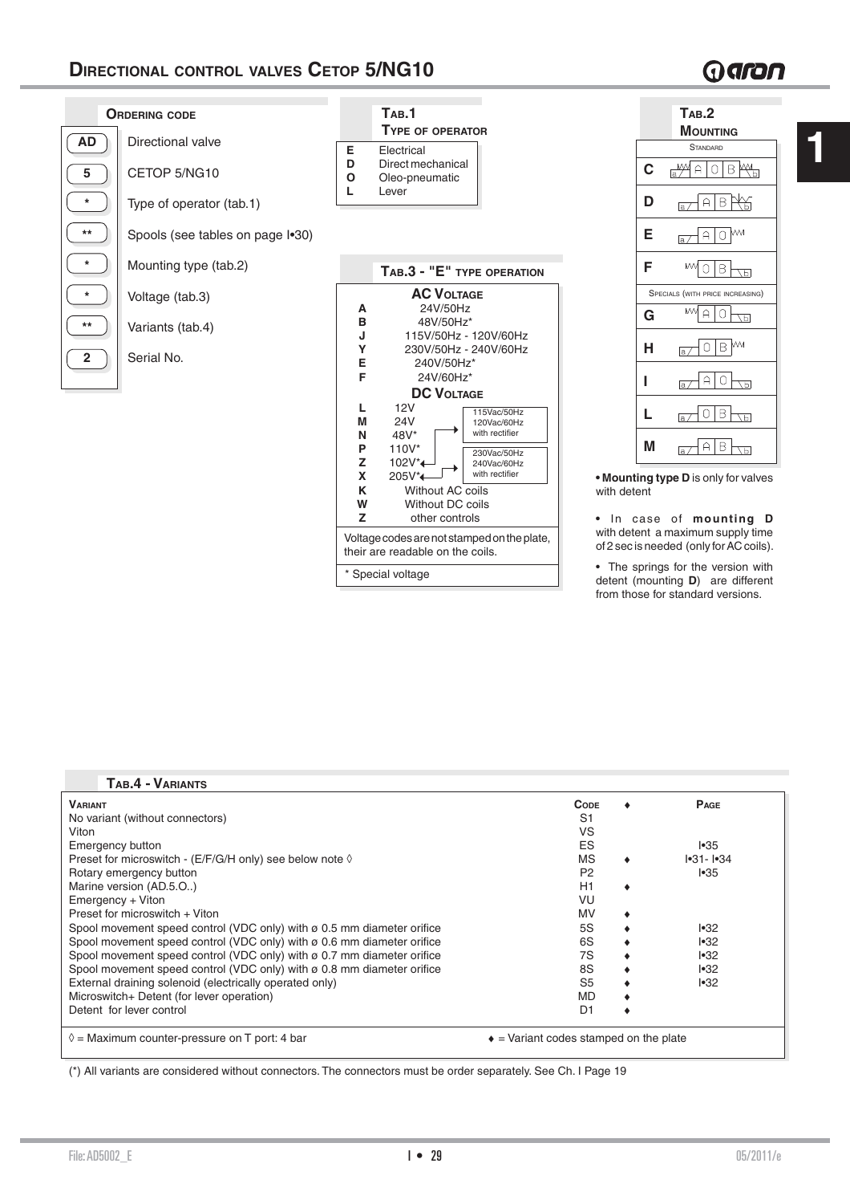# Directional control valves Cetop 5/NG10

## Ordering code

| Code | Description |
|---|---|
| AD | Directional valve |
| 5 | CETOP 5/NG10 |
| * | Type of operator (tab.1) |
| ** | Spools (see tables on page I•30) |
| * | Mounting type (tab.2) |
| * | Voltage (tab.3) |
| ** | Variants (tab.4) |
| 2 | Serial No. |

## Tab.1 Type of operator

| Code | Type |
|---|---|
| E | Electrical |
| D | Direct mechanical |
| O | Oleo-pneumatic |
| L | Lever |

## Tab.3 - "E" type operation

| Code | AC Voltage |
|---|---|
| A | 24V/50Hz |
| B | 48V/50Hz* |
| J | 115V/50Hz - 120V/60Hz |
| Y | 230V/50Hz - 240V/60Hz |
| E | 240V/50Hz* |
| F | 24V/60Hz* |

| Code | DC Voltage |
|---|---|
| L | 12V |
| M | 24V |
| N | 48V* |
| P | 110V* |
| Z | 102V* (115Vac/50Hz 120Vac/60Hz with rectifier) |
| X | 205V* (230Vac/50Hz 240Vac/60Hz with rectifier) |
| K | Without AC coils |
| W | Without DC coils |
| Z | other controls |

Voltage codes are not stamped on the plate, their are readable on the coils.

\* Special voltage

## Tab.2 Mounting

Standard: C, D, E, F

Specials (with price increasing): G, H, I, L, M

- **Mounting type D** is only for valves with detent
- In case of **mounting D** with detent a maximum supply time of 2 sec is needed (only for AC coils).
- The springs for the version with detent (mounting **D**) are different from those for standard versions.

## Tab.4 - Variants

| Variant | Code | ♦ | Page |
|---|---|---|---|
| No variant (without connectors) | S1 | | |
| Viton | VS | | |
| Emergency button | ES | | I•35 |
| Preset for microswitch - (E/F/G/H only) see below note ◊ | MS | ♦ | I•31- I•34 |
| Rotary emergency button | P2 | | I•35 |
| Marine version (AD.5.O..) | H1 | ♦ | |
| Emergency + Viton | VU | | |
| Preset for microswitch + Viton | MV | ♦ | |
| Spool movement speed control (VDC only) with ø 0.5 mm diameter orifice | 5S | ♦ | I•32 |
| Spool movement speed control (VDC only) with ø 0.6 mm diameter orifice | 6S | ♦ | I•32 |
| Spool movement speed control (VDC only) with ø 0.7 mm diameter orifice | 7S | ♦ | I•32 |
| Spool movement speed control (VDC only) with ø 0.8 mm diameter orifice | 8S | ♦ | I•32 |
| External draining solenoid (electrically operated only) | S5 | ♦ | I•32 |
| Microswitch+ Detent (for lever operation) | MD | ♦ | |
| Detent for lever control | D1 | ♦ | |

◊ = Maximum counter-pressure on T port: 4 bar

♦ = Variant codes stamped on the plate

(*) All variants are considered without connectors. The connectors must be order separately. See Ch. I Page 19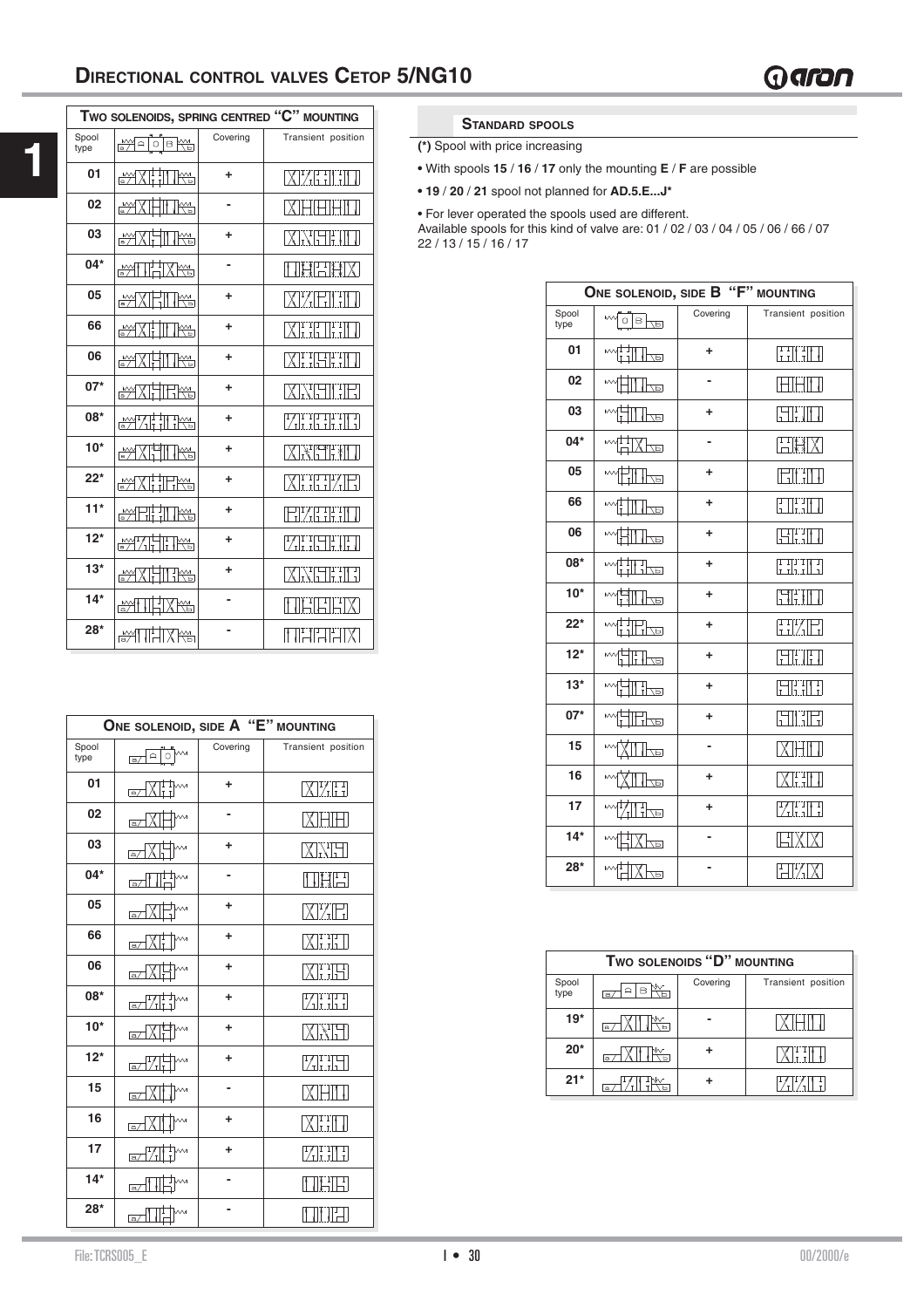# Directional control valves Cetop 5/NG10

| Two solenoids, spring centred "C" mounting | | | |
|---|---|---|---|
| Spool type | | Covering | Transient position |
| 01 | | + | |
| 02 | | - | |
| 03 | | + | |
| 04* | | - | |
| 05 | | + | |
| 66 | | + | |
| 06 | | + | |
| 07* | | + | |
| 08* | | + | |
| 10* | | + | |
| 22* | | + | |
| 11* | | + | |
| 12* | | + | |
| 13* | | + | |
| 14* | | - | |
| 28* | | - | |

| One solenoid, side A "E" mounting | | | |
|---|---|---|---|
| Spool type | | Covering | Transient position |
| 01 | | + | |
| 02 | | - | |
| 03 | | + | |
| 04* | | - | |
| 05 | | + | |
| 66 | | + | |
| 06 | | + | |
| 08* | | + | |
| 10* | | + | |
| 12* | | + | |
| 15 | | - | |
| 16 | | + | |
| 17 | | + | |
| 14* | | - | |
| 28* | | - | |

## Standard spools

**(*)** Spool with price increasing

- With spools **15** / **16** / **17** only the mounting **E** / **F** are possible
- **19** / **20** / **21** spool not planned for **AD.5.E...J***
- For lever operated the spools used are different.

Available spools for this kind of valve are: 01 / 02 / 03 / 04 / 05 / 06 / 66 / 07 22 / 13 / 15 / 16 / 17

| One solenoid, side B "F" mounting | | | |
|---|---|---|---|
| Spool type | | Covering | Transient position |
| 01 | | + | |
| 02 | | - | |
| 03 | | + | |
| 04* | | - | |
| 05 | | + | |
| 66 | | + | |
| 06 | | + | |
| 08* | | + | |
| 10* | | + | |
| 22* | | + | |
| 12* | | + | |
| 13* | | + | |
| 07* | | + | |
| 15 | | - | |
| 16 | | + | |
| 17 | | + | |
| 14* | | - | |
| 28* | | - | |

| Two solenoids "D" mounting | | | |
|---|---|---|---|
| Spool type | | Covering | Transient position |
| 19* | | - | |
| 20* | | + | |
| 21* | | + | |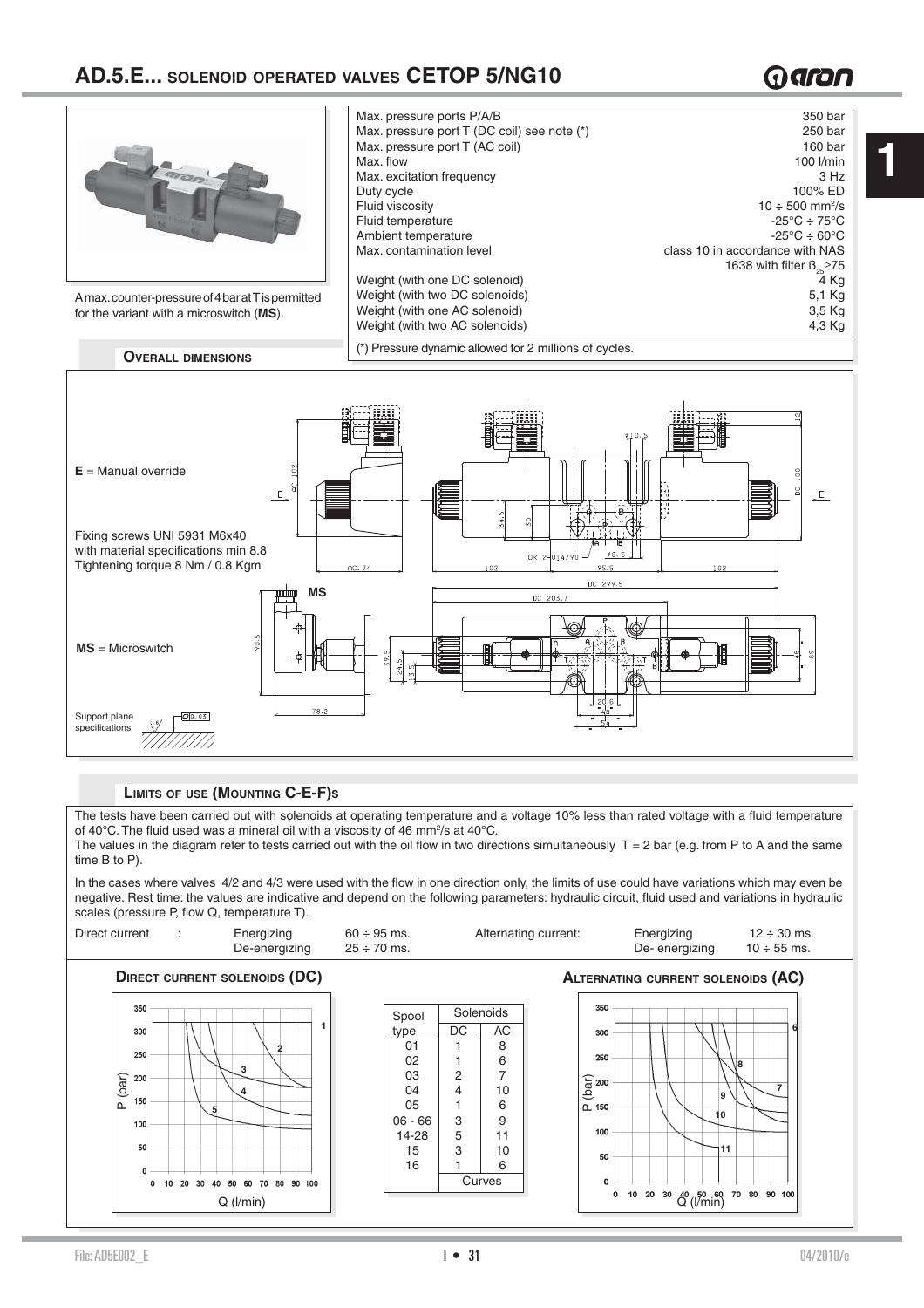# AD.5.E... SOLENOID OPERATED VALVES CETOP 5/NG10

A max. counter-pressure of 4 bar at T is permitted for the variant with a microswitch (**MS**).

| | |
|---|---|
| Max. pressure ports P/A/B | 350 bar |
| Max. pressure port T (DC coil) see note (*) | 250 bar |
| Max. pressure port T (AC coil) | 160 bar |
| Max. flow | 100 l/min |
| Max. excitation frequency | 3 Hz |
| Duty cycle | 100% ED |
| Fluid viscosity | 10 ÷ 500 mm²/s |
| Fluid temperature | -25°C ÷ 75°C |
| Ambient temperature | -25°C ÷ 60°C |
| Max. contamination level | class 10 in accordance with NAS 1638 with filter $\beta_{25} \geq 75$ |
| Weight (with one DC solenoid) | 4 Kg |
| Weight (with two DC solenoids) | 5,1 Kg |
| Weight (with one AC solenoid) | 3,5 Kg |
| Weight (with two AC solenoids) | 4,3 Kg |

(*) Pressure dynamic allowed for 2 millions of cycles.

## OVERALL DIMENSIONS

**E** = Manual override

Fixing screws UNI 5931 M6x40 with material specifications min 8.8
Tightening torque 8 Nm / 0.8 Kgm

**MS** = Microswitch

Support plane specifications

AC 102
AC 74
DC 100
12
ø10.5
34.5
30
OR 2-014/90
ø6.5
102
95.5
102
DC 299.5
DC 203.7
MS
90.5
49.5
24.5
13.5
78.2
20.6
49
54
46
69
0.03

## LIMITS OF USE (MOUNTING C-E-F)S

The tests have been carried out with solenoids at operating temperature and a voltage 10% less than rated voltage with a fluid temperature of 40°C. The fluid used was a mineral oil with a viscosity of 46 mm²/s at 40°C.
The values in the diagram refer to tests carried out with the oil flow in two directions simultaneously T = 2 bar (e.g. from P to A and the same time B to P).

In the cases where valves 4/2 and 4/3 were used with the flow in one direction only, the limits of use could have variations which may even be negative. Rest time: the values are indicative and depend on the following parameters: hydraulic circuit, fluid used and variations in hydraulic scales (pressure P, flow Q, temperature T).

| | | | | | |
|---|---|---|---|---|---|
| Direct current : | Energizing | 60 ÷ 95 ms. | Alternating current: | Energizing | 12 ÷ 30 ms. |
| | De-energizing | 25 ÷ 70 ms. | | De- energizing | 10 ÷ 55 ms. |

### DIRECT CURRENT SOLENOIDS (DC)

P (bar)
Q (l/min)
0 10 20 30 40 50 60 70 80 90 100
0 50 100 150 200 250 300 350
1 2 3 4 5

| Spool type | Solenoids DC | Solenoids AC |
|---|---|---|
| 01 | 1 | 8 |
| 02 | 1 | 6 |
| 03 | 2 | 7 |
| 04 | 4 | 10 |
| 05 | 1 | 6 |
| 06 - 66 | 3 | 9 |
| 14-28 | 5 | 11 |
| 15 | 3 | 10 |
| 16 | 1 | 6 |
| | Curves | |

### ALTERNATING CURRENT SOLENOIDS (AC)

P (bar)
Q (l/min)
0 10 20 30 40 50 60 70 80 90 100
0 50 100 150 200 250 300 350
6 7 8 9 10 11